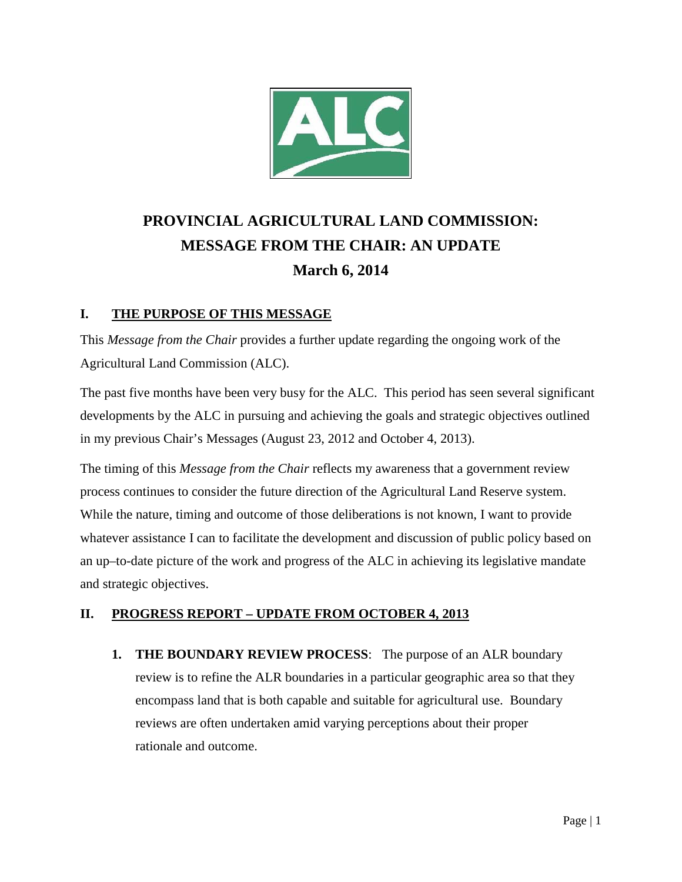# PROVINCIAL AGRICULTURAL LAND COMMISSION: MESSAGE FROM THE CHAIR: AN UPDATE

**March 6, 2014**

## I. THE PURPOSE OF THIS MESSAGE

This *Message from the Chair* provides a further update regarding the ongoing work of the Agricultural Land Commission (ALC).

The past five months have been very busy for the ALC. This period has seen several significant developments by the ALC in pursuing and achieving the goals and strategic objectives outlined in my previous Chair's Messages (August 23, 2012 and October 4, 2013).

The timing of this *Message from the Chair* reflects my awareness that a government review process continues to consider the future direction of the Agricultural Land Reserve system. While the nature, timing and outcome of those deliberations is not known, I want to provide whatever assistance I can to facilitate the development and discussion of public policy based on an up–to-date picture of the work and progress of the ALC in achieving its legislative mandate and strategic objectives.

## II. PROGRESS REPORT – UPDATE FROM OCTOBER 4, 2013

1. **THE BOUNDARY REVIEW PROCESS**: The purpose of an ALR boundary review is to refine the ALR boundaries in a particular geographic area so that they encompass land that is both capable and suitable for agricultural use. Boundary reviews are often undertaken amid varying perceptions about their proper rationale and outcome.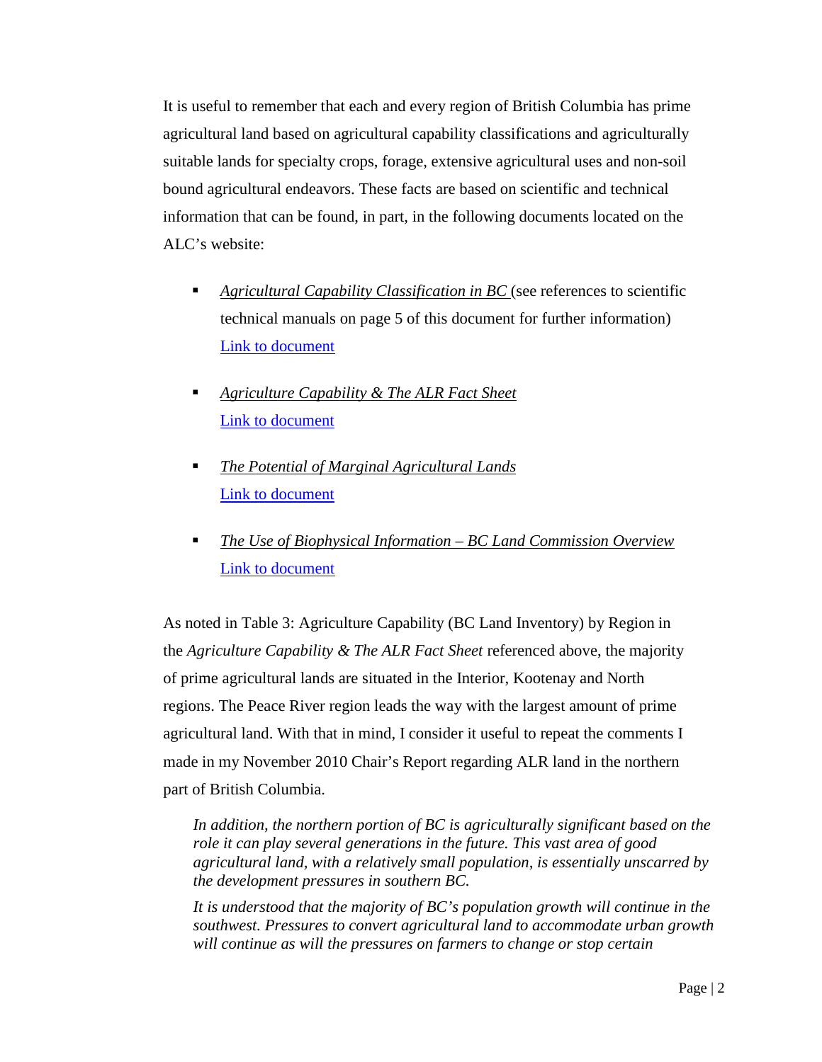It is useful to remember that each and every region of British Columbia has prime agricultural land based on agricultural capability classifications and agriculturally suitable lands for specialty crops, forage, extensive agricultural uses and non-soil bound agricultural endeavors. These facts are based on scientific and technical information that can be found, in part, in the following documents located on the ALC's website:

- *Agricultural Capability Classification in BC* (see references to scientific technical manuals on page 5 of this document for further information) Link to document

- *Agriculture Capability & The ALR Fact Sheet* Link to document

- *The Potential of Marginal Agricultural Lands* Link to document

- *The Use of Biophysical Information – BC Land Commission Overview* Link to document

As noted in Table 3: Agriculture Capability (BC Land Inventory) by Region in the *Agriculture Capability & The ALR Fact Sheet* referenced above, the majority of prime agricultural lands are situated in the Interior, Kootenay and North regions. The Peace River region leads the way with the largest amount of prime agricultural land. With that in mind, I consider it useful to repeat the comments I made in my November 2010 Chair's Report regarding ALR land in the northern part of British Columbia.

> *In addition, the northern portion of BC is agriculturally significant based on the role it can play several generations in the future. This vast area of good agricultural land, with a relatively small population, is essentially unscarred by the development pressures in southern BC.*
>
> *It is understood that the majority of BC's population growth will continue in the southwest. Pressures to convert agricultural land to accommodate urban growth will continue as will the pressures on farmers to change or stop certain*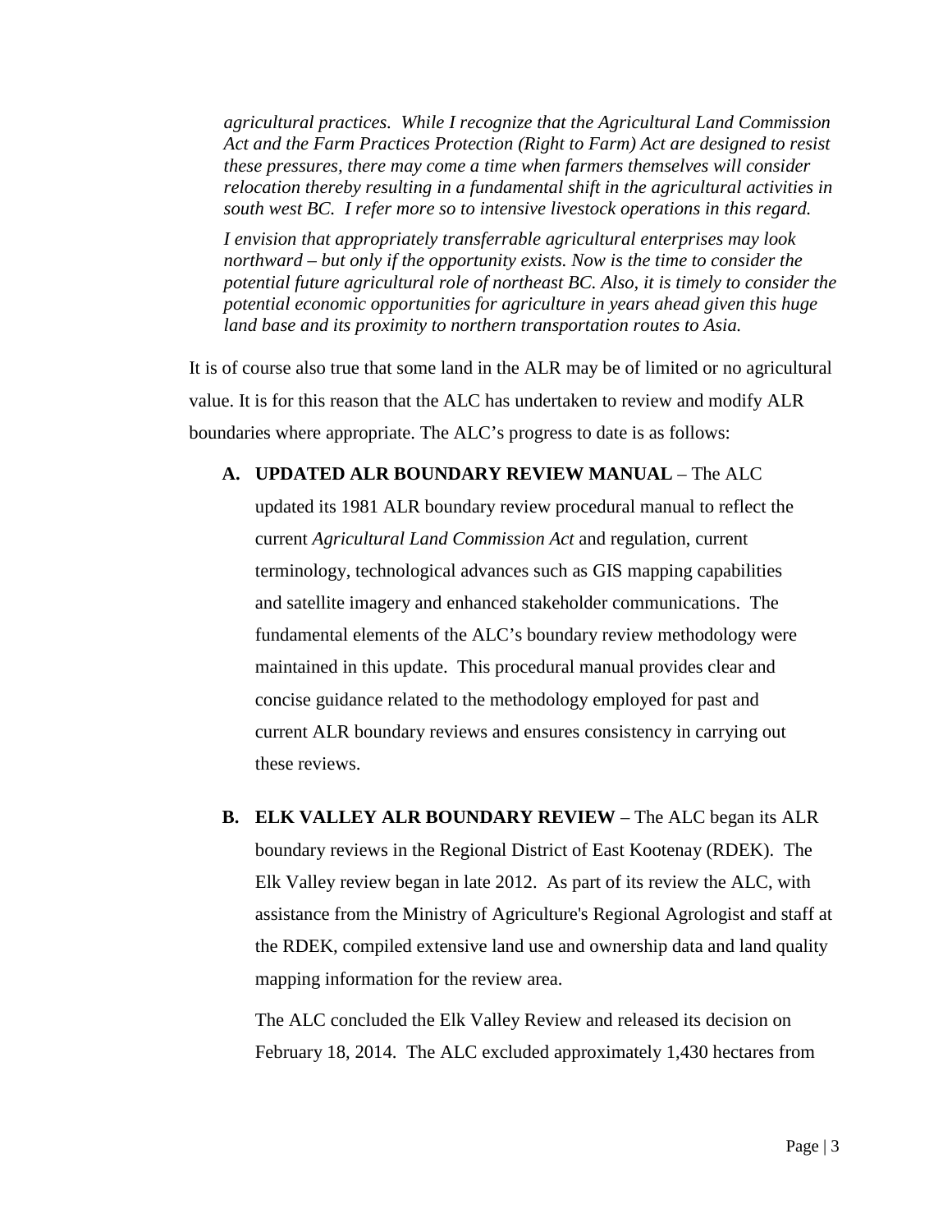> *agricultural practices. While I recognize that the Agricultural Land Commission Act and the Farm Practices Protection (Right to Farm) Act are designed to resist these pressures, there may come a time when farmers themselves will consider relocation thereby resulting in a fundamental shift in the agricultural activities in south west BC. I refer more so to intensive livestock operations in this regard.*
>
> *I envision that appropriately transferrable agricultural enterprises may look northward – but only if the opportunity exists. Now is the time to consider the potential future agricultural role of northeast BC. Also, it is timely to consider the potential economic opportunities for agriculture in years ahead given this huge land base and its proximity to northern transportation routes to Asia.*

It is of course also true that some land in the ALR may be of limited or no agricultural value. It is for this reason that the ALC has undertaken to review and modify ALR boundaries where appropriate. The ALC's progress to date is as follows:

A. **UPDATED ALR BOUNDARY REVIEW MANUAL** – The ALC updated its 1981 ALR boundary review procedural manual to reflect the current *Agricultural Land Commission Act* and regulation, current terminology, technological advances such as GIS mapping capabilities and satellite imagery and enhanced stakeholder communications. The fundamental elements of the ALC's boundary review methodology were maintained in this update. This procedural manual provides clear and concise guidance related to the methodology employed for past and current ALR boundary reviews and ensures consistency in carrying out these reviews.

B. **ELK VALLEY ALR BOUNDARY REVIEW** – The ALC began its ALR boundary reviews in the Regional District of East Kootenay (RDEK). The Elk Valley review began in late 2012. As part of its review the ALC, with assistance from the Ministry of Agriculture's Regional Agrologist and staff at the RDEK, compiled extensive land use and ownership data and land quality mapping information for the review area.

   The ALC concluded the Elk Valley Review and released its decision on February 18, 2014. The ALC excluded approximately 1,430 hectares from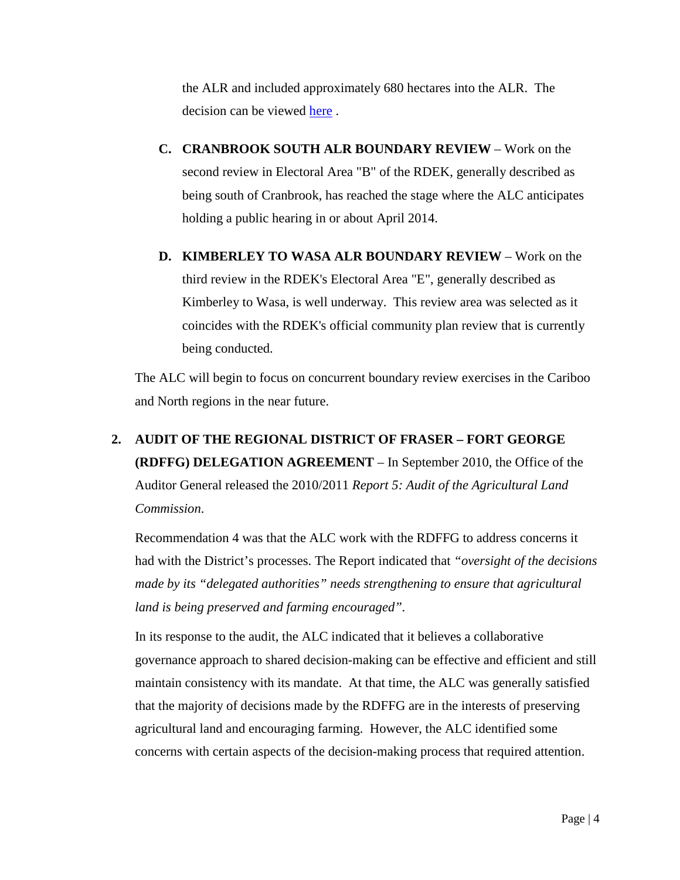the ALR and included approximately 680 hectares into the ALR. The decision can be viewed [here](#) .

C. **CRANBROOK SOUTH ALR BOUNDARY REVIEW** – Work on the second review in Electoral Area "B" of the RDEK, generally described as being south of Cranbrook, has reached the stage where the ALC anticipates holding a public hearing in or about April 2014.

D. **KIMBERLEY TO WASA ALR BOUNDARY REVIEW** – Work on the third review in the RDEK's Electoral Area "E", generally described as Kimberley to Wasa, is well underway. This review area was selected as it coincides with the RDEK's official community plan review that is currently being conducted.

The ALC will begin to focus on concurrent boundary review exercises in the Cariboo and North regions in the near future.

2. **AUDIT OF THE REGIONAL DISTRICT OF FRASER – FORT GEORGE (RDFFG) DELEGATION AGREEMENT** – In September 2010, the Office of the Auditor General released the 2010/2011 *Report 5: Audit of the Agricultural Land Commission*.

Recommendation 4 was that the ALC work with the RDFFG to address concerns it had with the District's processes. The Report indicated that *"oversight of the decisions made by its "delegated authorities" needs strengthening to ensure that agricultural land is being preserved and farming encouraged"*.

In its response to the audit, the ALC indicated that it believes a collaborative governance approach to shared decision-making can be effective and efficient and still maintain consistency with its mandate. At that time, the ALC was generally satisfied that the majority of decisions made by the RDFFG are in the interests of preserving agricultural land and encouraging farming. However, the ALC identified some concerns with certain aspects of the decision-making process that required attention.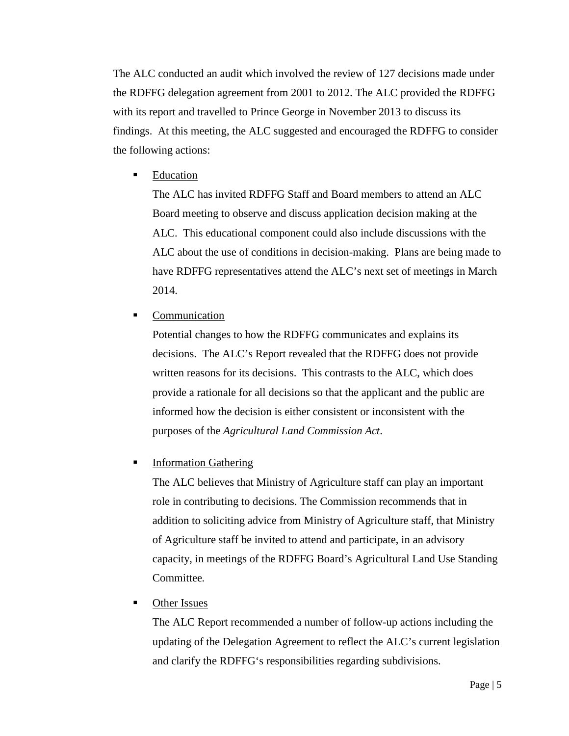The ALC conducted an audit which involved the review of 127 decisions made under the RDFFG delegation agreement from 2001 to 2012. The ALC provided the RDFFG with its report and travelled to Prince George in November 2013 to discuss its findings. At this meeting, the ALC suggested and encouraged the RDFFG to consider the following actions:

- <u>Education</u>

  The ALC has invited RDFFG Staff and Board members to attend an ALC Board meeting to observe and discuss application decision making at the ALC. This educational component could also include discussions with the ALC about the use of conditions in decision-making. Plans are being made to have RDFFG representatives attend the ALC's next set of meetings in March 2014.

- <u>Communication</u>

  Potential changes to how the RDFFG communicates and explains its decisions. The ALC's Report revealed that the RDFFG does not provide written reasons for its decisions. This contrasts to the ALC, which does provide a rationale for all decisions so that the applicant and the public are informed how the decision is either consistent or inconsistent with the purposes of the *Agricultural Land Commission Act*.

- <u>Information Gathering</u>

  The ALC believes that Ministry of Agriculture staff can play an important role in contributing to decisions. The Commission recommends that in addition to soliciting advice from Ministry of Agriculture staff, that Ministry of Agriculture staff be invited to attend and participate, in an advisory capacity, in meetings of the RDFFG Board's Agricultural Land Use Standing Committee.

- <u>Other Issues</u>

  The ALC Report recommended a number of follow-up actions including the updating of the Delegation Agreement to reflect the ALC's current legislation and clarify the RDFFG's responsibilities regarding subdivisions.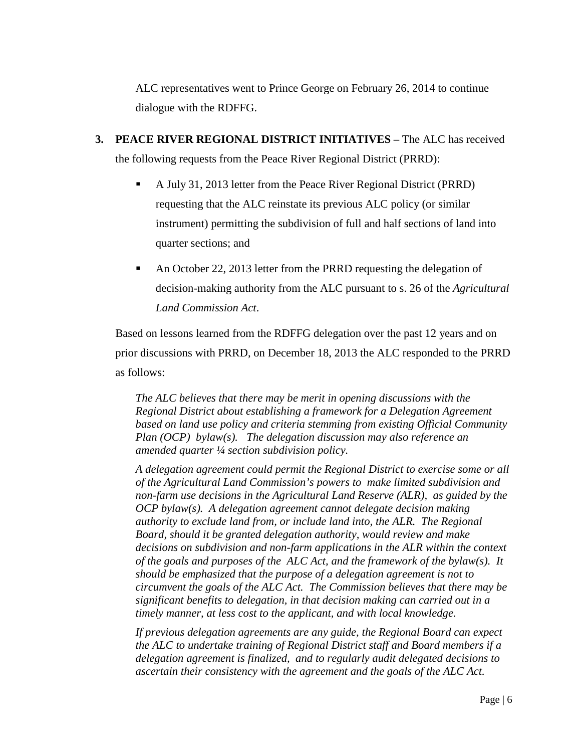ALC representatives went to Prince George on February 26, 2014 to continue dialogue with the RDFFG.

3. **PEACE RIVER REGIONAL DISTRICT INITIATIVES –** The ALC has received the following requests from the Peace River Regional District (PRRD):

   - A July 31, 2013 letter from the Peace River Regional District (PRRD) requesting that the ALC reinstate its previous ALC policy (or similar instrument) permitting the subdivision of full and half sections of land into quarter sections; and
   - An October 22, 2013 letter from the PRRD requesting the delegation of decision-making authority from the ALC pursuant to s. 26 of the *Agricultural Land Commission Act*.

   Based on lessons learned from the RDFFG delegation over the past 12 years and on prior discussions with PRRD, on December 18, 2013 the ALC responded to the PRRD as follows:

   *The ALC believes that there may be merit in opening discussions with the Regional District about establishing a framework for a Delegation Agreement based on land use policy and criteria stemming from existing Official Community Plan (OCP) bylaw(s). The delegation discussion may also reference an amended quarter ¼ section subdivision policy.*

   *A delegation agreement could permit the Regional District to exercise some or all of the Agricultural Land Commission's powers to make limited subdivision and non-farm use decisions in the Agricultural Land Reserve (ALR), as guided by the OCP bylaw(s). A delegation agreement cannot delegate decision making authority to exclude land from, or include land into, the ALR. The Regional Board, should it be granted delegation authority, would review and make decisions on subdivision and non-farm applications in the ALR within the context of the goals and purposes of the ALC Act, and the framework of the bylaw(s). It should be emphasized that the purpose of a delegation agreement is not to circumvent the goals of the ALC Act. The Commission believes that there may be significant benefits to delegation, in that decision making can carried out in a timely manner, at less cost to the applicant, and with local knowledge.*

   *If previous delegation agreements are any guide, the Regional Board can expect the ALC to undertake training of Regional District staff and Board members if a delegation agreement is finalized, and to regularly audit delegated decisions to ascertain their consistency with the agreement and the goals of the ALC Act.*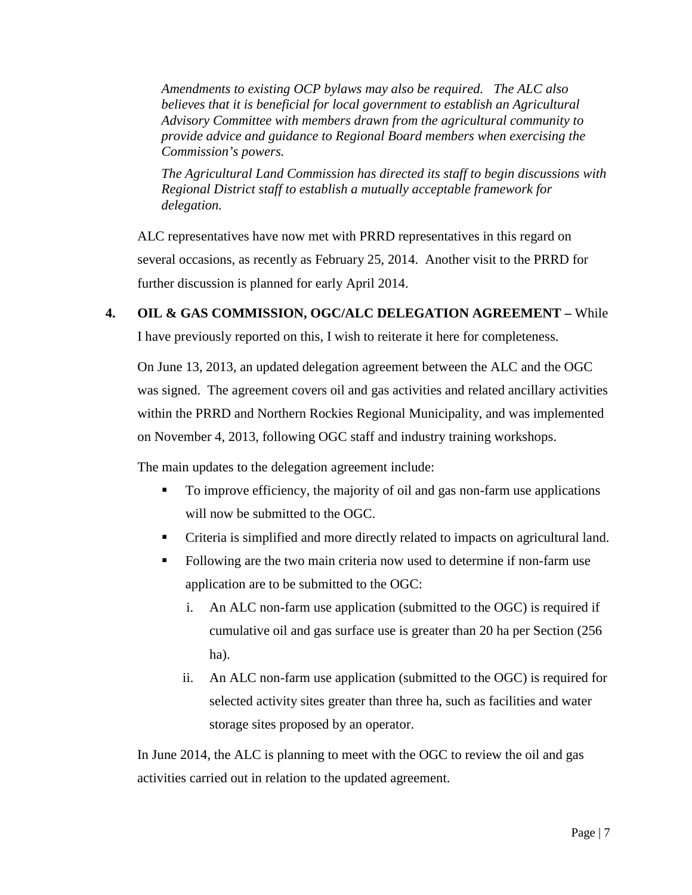*Amendments to existing OCP bylaws may also be required. The ALC also believes that it is beneficial for local government to establish an Agricultural Advisory Committee with members drawn from the agricultural community to provide advice and guidance to Regional Board members when exercising the Commission's powers.*

*The Agricultural Land Commission has directed its staff to begin discussions with Regional District staff to establish a mutually acceptable framework for delegation.*

ALC representatives have now met with PRRD representatives in this regard on several occasions, as recently as February 25, 2014. Another visit to the PRRD for further discussion is planned for early April 2014.

**4. OIL & GAS COMMISSION, OGC/ALC DELEGATION AGREEMENT –** While I have previously reported on this, I wish to reiterate it here for completeness.

On June 13, 2013, an updated delegation agreement between the ALC and the OGC was signed. The agreement covers oil and gas activities and related ancillary activities within the PRRD and Northern Rockies Regional Municipality, and was implemented on November 4, 2013, following OGC staff and industry training workshops.

The main updates to the delegation agreement include:

- To improve efficiency, the majority of oil and gas non-farm use applications will now be submitted to the OGC.
- Criteria is simplified and more directly related to impacts on agricultural land.
- Following are the two main criteria now used to determine if non-farm use application are to be submitted to the OGC:
    i. An ALC non-farm use application (submitted to the OGC) is required if cumulative oil and gas surface use is greater than 20 ha per Section (256 ha).
    ii. An ALC non-farm use application (submitted to the OGC) is required for selected activity sites greater than three ha, such as facilities and water storage sites proposed by an operator.

In June 2014, the ALC is planning to meet with the OGC to review the oil and gas activities carried out in relation to the updated agreement.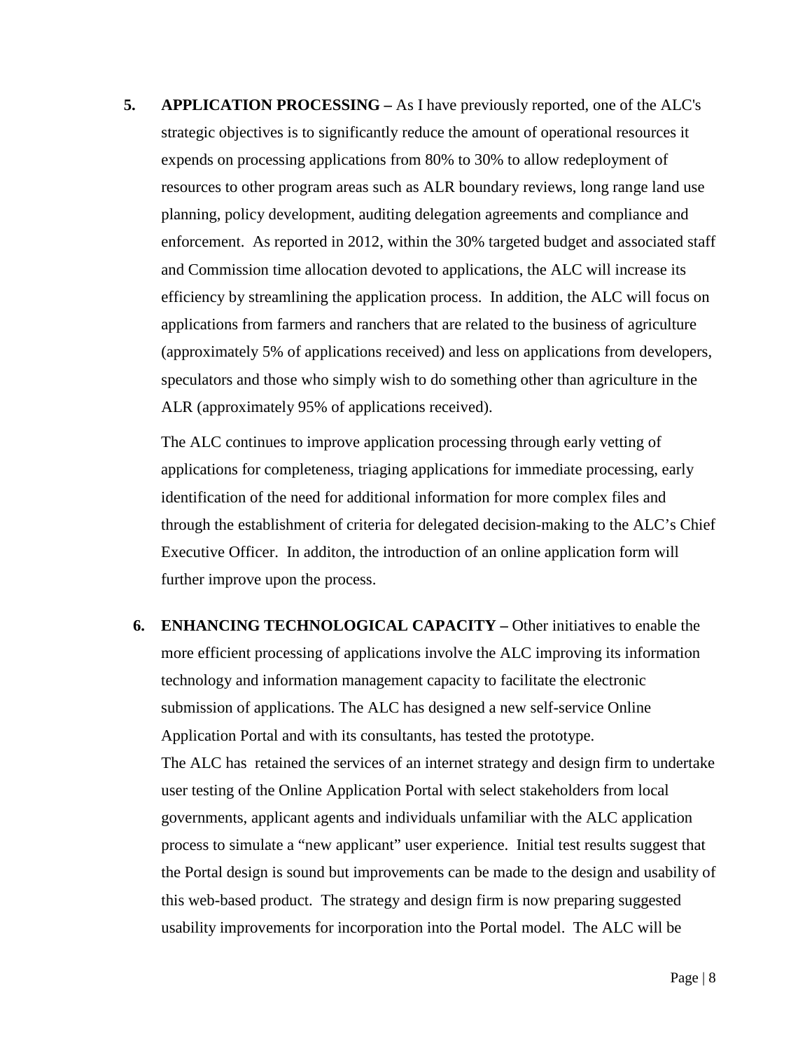5. **APPLICATION PROCESSING –** As I have previously reported, one of the ALC's strategic objectives is to significantly reduce the amount of operational resources it expends on processing applications from 80% to 30% to allow redeployment of resources to other program areas such as ALR boundary reviews, long range land use planning, policy development, auditing delegation agreements and compliance and enforcement. As reported in 2012, within the 30% targeted budget and associated staff and Commission time allocation devoted to applications, the ALC will increase its efficiency by streamlining the application process. In addition, the ALC will focus on applications from farmers and ranchers that are related to the business of agriculture (approximately 5% of applications received) and less on applications from developers, speculators and those who simply wish to do something other than agriculture in the ALR (approximately 95% of applications received).

   The ALC continues to improve application processing through early vetting of applications for completeness, triaging applications for immediate processing, early identification of the need for additional information for more complex files and through the establishment of criteria for delegated decision-making to the ALC's Chief Executive Officer. In additon, the introduction of an online application form will further improve upon the process.

6. **ENHANCING TECHNOLOGICAL CAPACITY –** Other initiatives to enable the more efficient processing of applications involve the ALC improving its information technology and information management capacity to facilitate the electronic submission of applications. The ALC has designed a new self-service Online Application Portal and with its consultants, has tested the prototype.
   The ALC has retained the services of an internet strategy and design firm to undertake user testing of the Online Application Portal with select stakeholders from local governments, applicant agents and individuals unfamiliar with the ALC application process to simulate a "new applicant" user experience. Initial test results suggest that the Portal design is sound but improvements can be made to the design and usability of this web-based product. The strategy and design firm is now preparing suggested usability improvements for incorporation into the Portal model. The ALC will be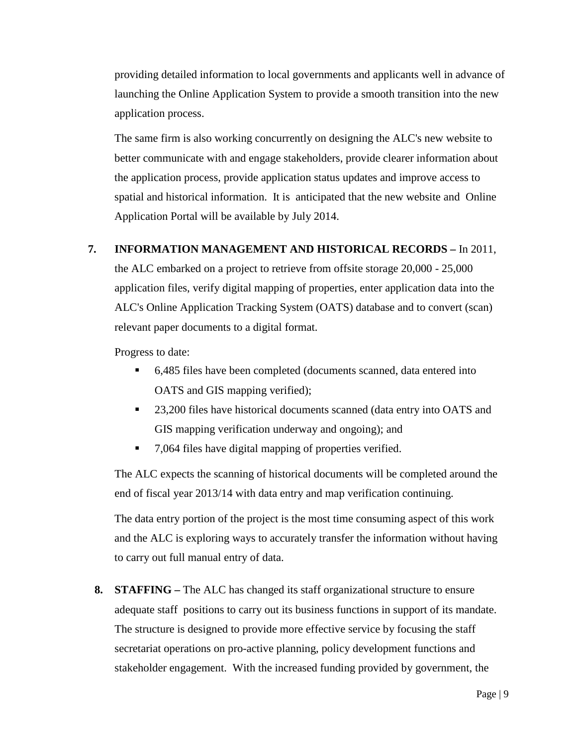providing detailed information to local governments and applicants well in advance of launching the Online Application System to provide a smooth transition into the new application process.

The same firm is also working concurrently on designing the ALC's new website to better communicate with and engage stakeholders, provide clearer information about the application process, provide application status updates and improve access to spatial and historical information. It is anticipated that the new website and Online Application Portal will be available by July 2014.

7. **INFORMATION MANAGEMENT AND HISTORICAL RECORDS –** In 2011, the ALC embarked on a project to retrieve from offsite storage 20,000 - 25,000 application files, verify digital mapping of properties, enter application data into the ALC's Online Application Tracking System (OATS) database and to convert (scan) relevant paper documents to a digital format.

   Progress to date:

   - 6,485 files have been completed (documents scanned, data entered into OATS and GIS mapping verified);
   - 23,200 files have historical documents scanned (data entry into OATS and GIS mapping verification underway and ongoing); and
   - 7,064 files have digital mapping of properties verified.

   The ALC expects the scanning of historical documents will be completed around the end of fiscal year 2013/14 with data entry and map verification continuing.

   The data entry portion of the project is the most time consuming aspect of this work and the ALC is exploring ways to accurately transfer the information without having to carry out full manual entry of data.

8. **STAFFING –** The ALC has changed its staff organizational structure to ensure adequate staff positions to carry out its business functions in support of its mandate. The structure is designed to provide more effective service by focusing the staff secretariat operations on pro-active planning, policy development functions and stakeholder engagement. With the increased funding provided by government, the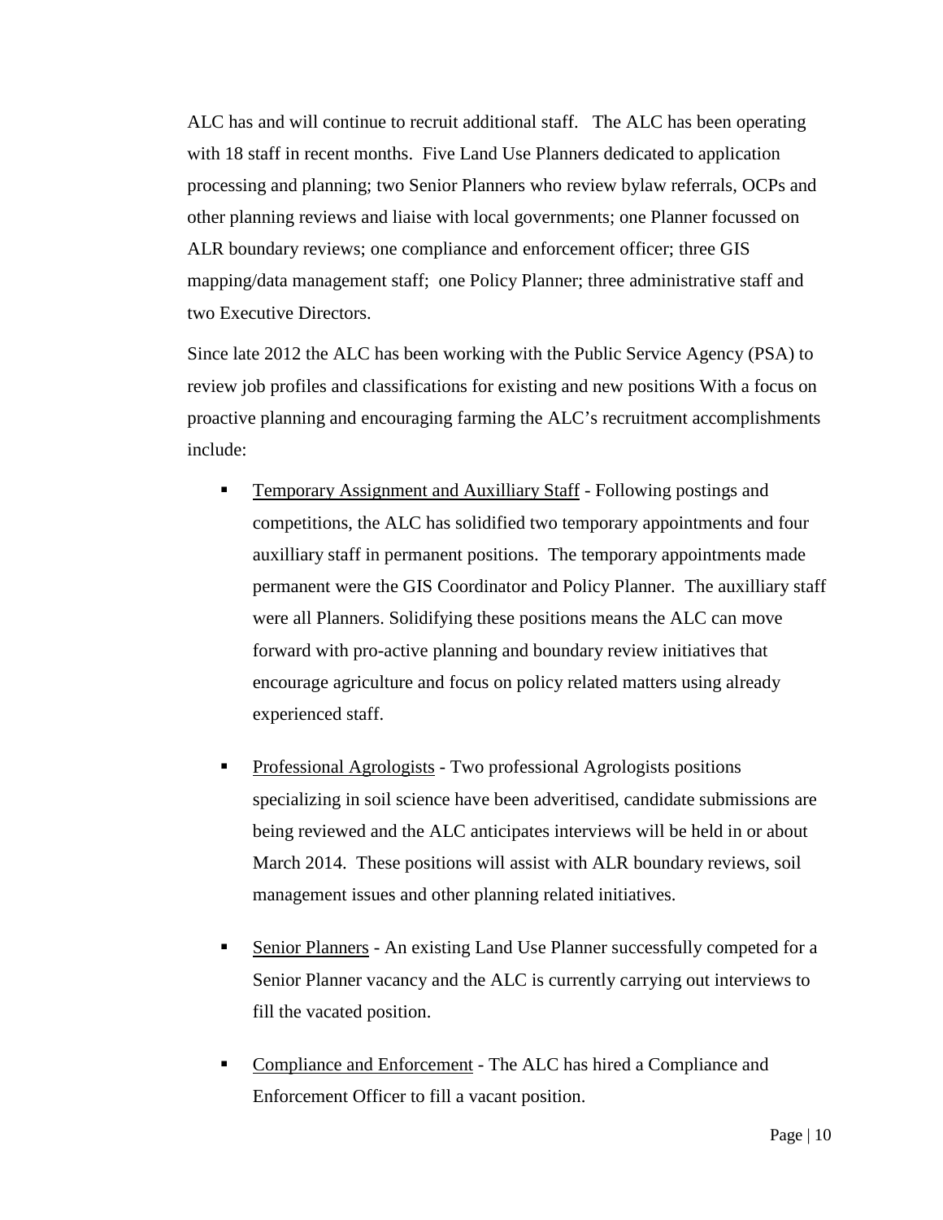ALC has and will continue to recruit additional staff. The ALC has been operating with 18 staff in recent months. Five Land Use Planners dedicated to application processing and planning; two Senior Planners who review bylaw referrals, OCPs and other planning reviews and liaise with local governments; one Planner focussed on ALR boundary reviews; one compliance and enforcement officer; three GIS mapping/data management staff; one Policy Planner; three administrative staff and two Executive Directors.

Since late 2012 the ALC has been working with the Public Service Agency (PSA) to review job profiles and classifications for existing and new positions With a focus on proactive planning and encouraging farming the ALC's recruitment accomplishments include:

- Temporary Assignment and Auxilliary Staff - Following postings and competitions, the ALC has solidified two temporary appointments and four auxilliary staff in permanent positions. The temporary appointments made permanent were the GIS Coordinator and Policy Planner. The auxilliary staff were all Planners. Solidifying these positions means the ALC can move forward with pro-active planning and boundary review initiatives that encourage agriculture and focus on policy related matters using already experienced staff.

- Professional Agrologists - Two professional Agrologists positions specializing in soil science have been adveritised, candidate submissions are being reviewed and the ALC anticipates interviews will be held in or about March 2014. These positions will assist with ALR boundary reviews, soil management issues and other planning related initiatives.

- Senior Planners - An existing Land Use Planner successfully competed for a Senior Planner vacancy and the ALC is currently carrying out interviews to fill the vacated position.

- Compliance and Enforcement - The ALC has hired a Compliance and Enforcement Officer to fill a vacant position.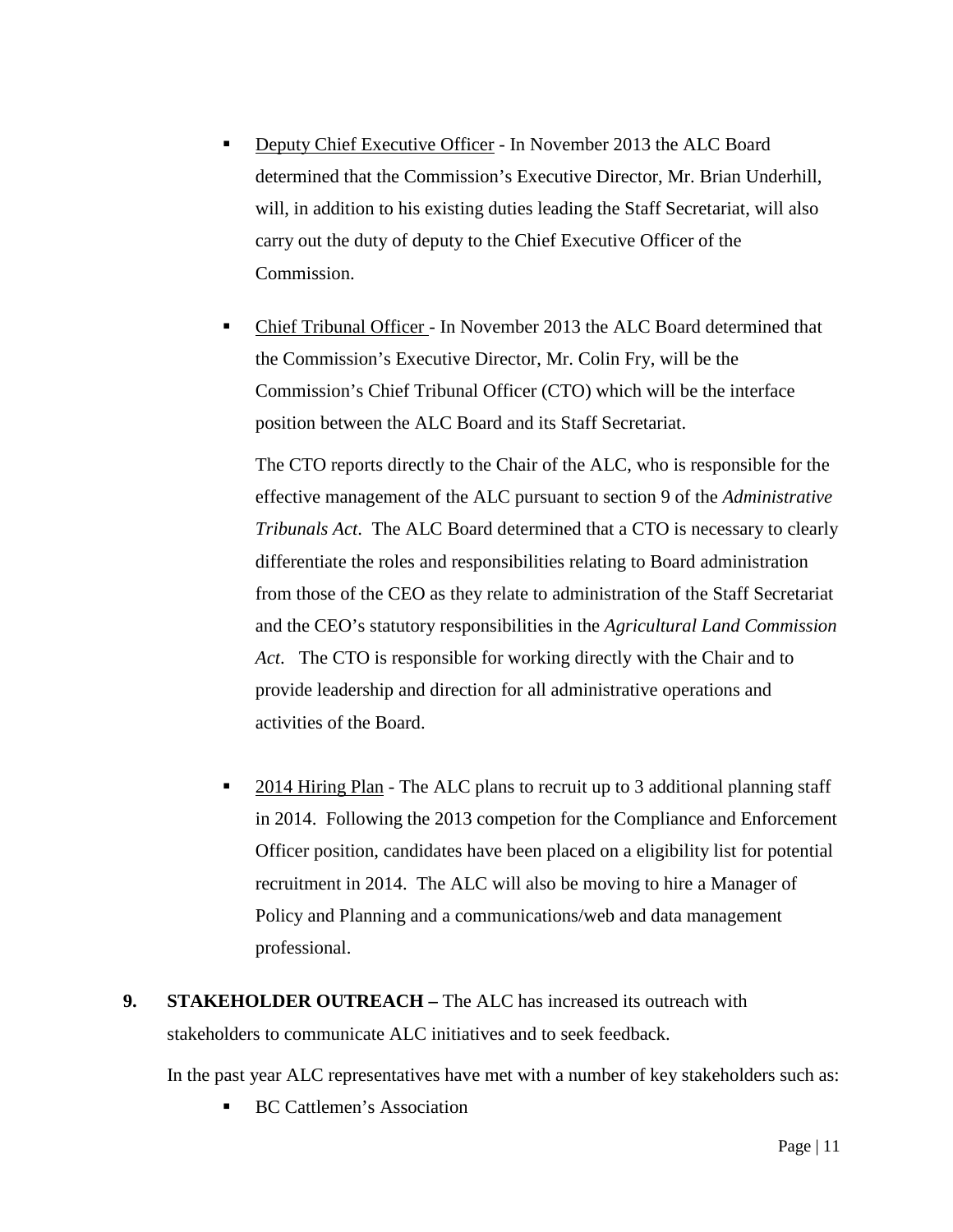- Deputy Chief Executive Officer - In November 2013 the ALC Board determined that the Commission's Executive Director, Mr. Brian Underhill, will, in addition to his existing duties leading the Staff Secretariat, will also carry out the duty of deputy to the Chief Executive Officer of the Commission.

- Chief Tribunal Officer - In November 2013 the ALC Board determined that the Commission's Executive Director, Mr. Colin Fry, will be the Commission's Chief Tribunal Officer (CTO) which will be the interface position between the ALC Board and its Staff Secretariat.

  The CTO reports directly to the Chair of the ALC, who is responsible for the effective management of the ALC pursuant to section 9 of the *Administrative Tribunals Act*. The ALC Board determined that a CTO is necessary to clearly differentiate the roles and responsibilities relating to Board administration from those of the CEO as they relate to administration of the Staff Secretariat and the CEO's statutory responsibilities in the *Agricultural Land Commission Act*. The CTO is responsible for working directly with the Chair and to provide leadership and direction for all administrative operations and activities of the Board.

- 2014 Hiring Plan - The ALC plans to recruit up to 3 additional planning staff in 2014. Following the 2013 competion for the Compliance and Enforcement Officer position, candidates have been placed on a eligibility list for potential recruitment in 2014. The ALC will also be moving to hire a Manager of Policy and Planning and a communications/web and data management professional.

**9. STAKEHOLDER OUTREACH –** The ALC has increased its outreach with stakeholders to communicate ALC initiatives and to seek feedback.

In the past year ALC representatives have met with a number of key stakeholders such as:

- BC Cattlemen's Association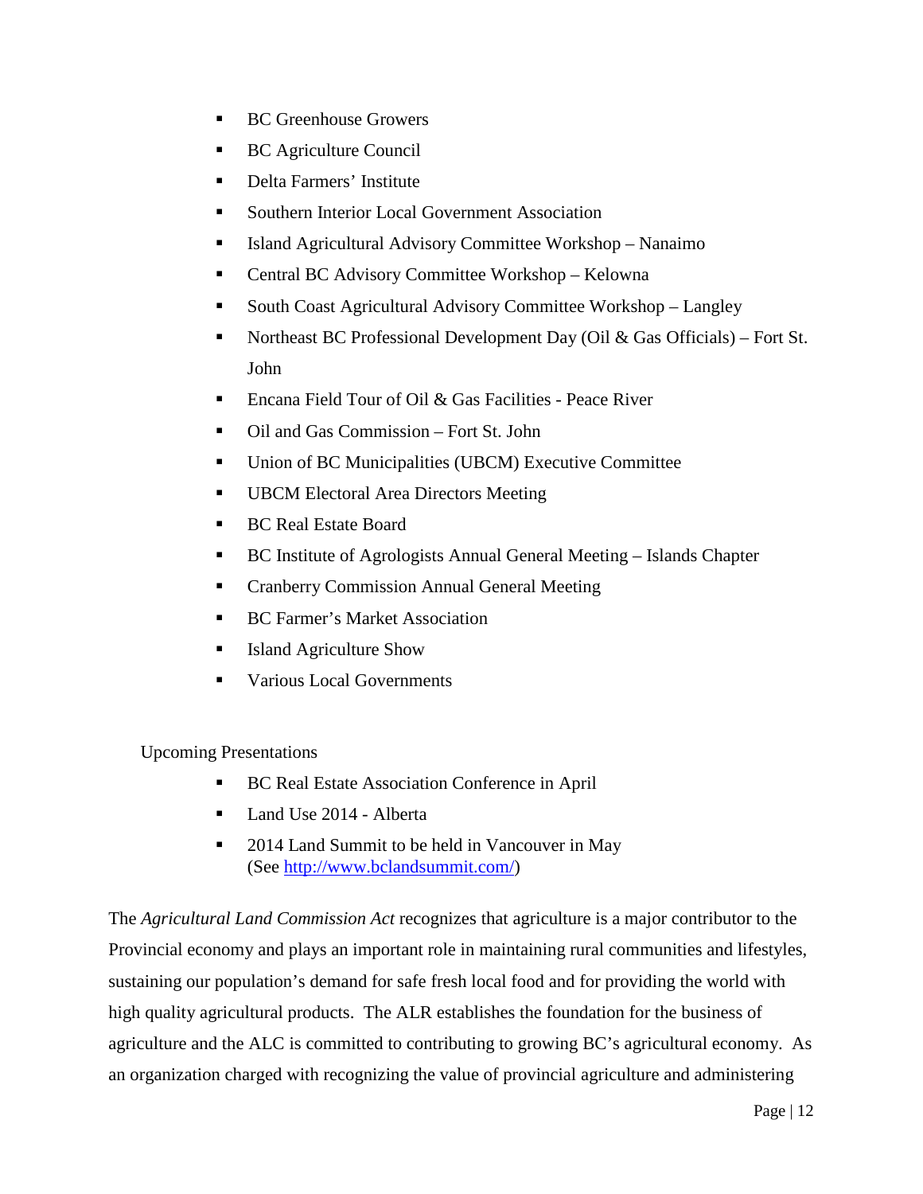- BC Greenhouse Growers
- BC Agriculture Council
- Delta Farmers' Institute
- Southern Interior Local Government Association
- Island Agricultural Advisory Committee Workshop – Nanaimo
- Central BC Advisory Committee Workshop – Kelowna
- South Coast Agricultural Advisory Committee Workshop – Langley
- Northeast BC Professional Development Day (Oil & Gas Officials) – Fort St. John
- Encana Field Tour of Oil & Gas Facilities - Peace River
- Oil and Gas Commission – Fort St. John
- Union of BC Municipalities (UBCM) Executive Committee
- UBCM Electoral Area Directors Meeting
- BC Real Estate Board
- BC Institute of Agrologists Annual General Meeting – Islands Chapter
- Cranberry Commission Annual General Meeting
- BC Farmer's Market Association
- Island Agriculture Show
- Various Local Governments

Upcoming Presentations

- BC Real Estate Association Conference in April
- Land Use 2014 - Alberta
- 2014 Land Summit to be held in Vancouver in May (See [http://www.bclandsummit.com/](http://www.bclandsummit.com/))

The *Agricultural Land Commission Act* recognizes that agriculture is a major contributor to the Provincial economy and plays an important role in maintaining rural communities and lifestyles, sustaining our population's demand for safe fresh local food and for providing the world with high quality agricultural products. The ALR establishes the foundation for the business of agriculture and the ALC is committed to contributing to growing BC's agricultural economy. As an organization charged with recognizing the value of provincial agriculture and administering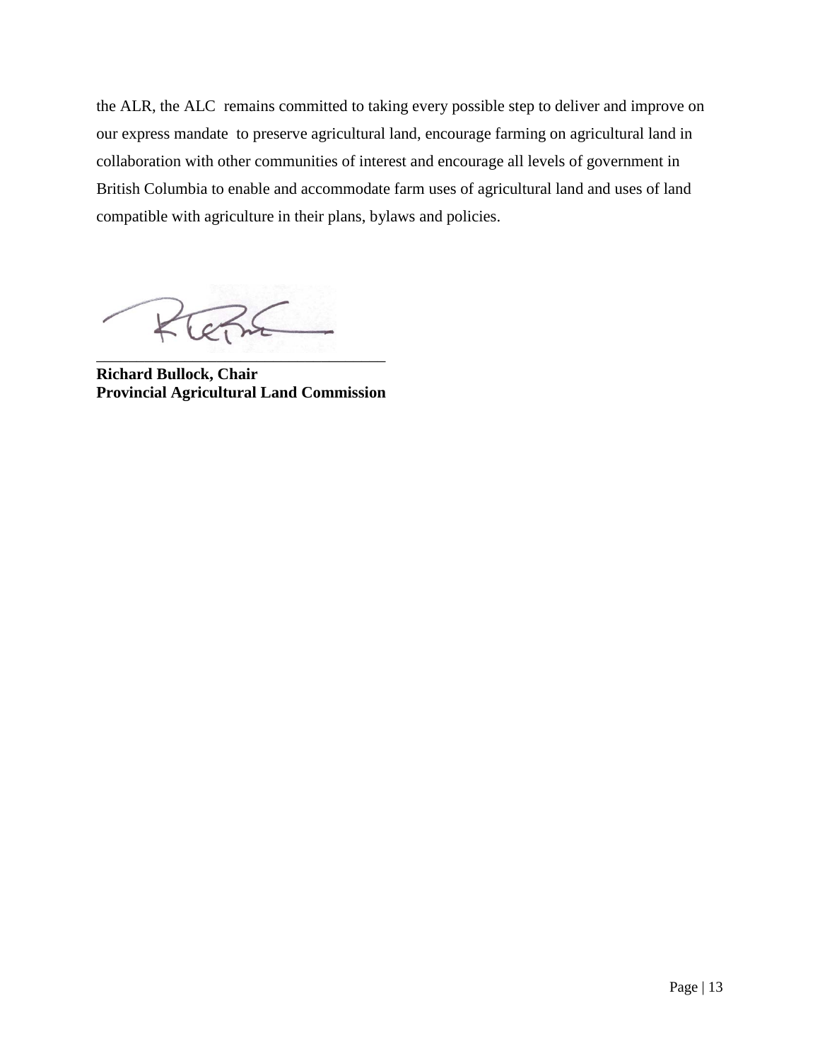the ALR, the ALC remains committed to taking every possible step to deliver and improve on our express mandate to preserve agricultural land, encourage farming on agricultural land in collaboration with other communities of interest and encourage all levels of government in British Columbia to enable and accommodate farm uses of agricultural land and uses of land compatible with agriculture in their plans, bylaws and policies.

\_\_\_\_\_\_\_\_\_\_\_\_\_\_\_\_\_\_\_\_\_\_\_\_\_\_\_\_\_\_\_\_\_\_\_\_

**Richard Bullock, Chair**
**Provincial Agricultural Land Commission**